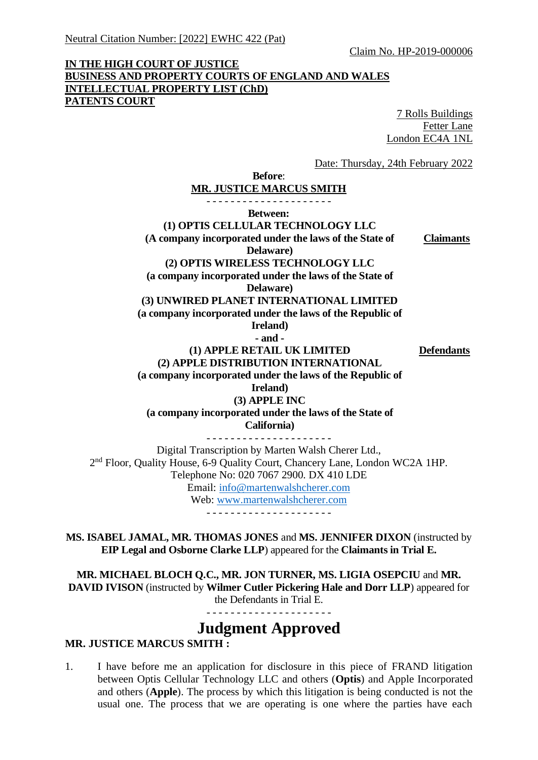Neutral Citation Number: [2022] EWHC 422 (Pat)

Claim No. HP-2019-000006

**IN THE HIGH COURT OF JUSTICE**
**BUSINESS AND PROPERTY COURTS OF ENGLAND AND WALES**
**INTELLECTUAL PROPERTY LIST (ChD)**
**PATENTS COURT**

7 Rolls Buildings
Fetter Lane
London EC4A 1NL

Date: Thursday, 24th February 2022

**Before**:

**MR. JUSTICE MARCUS SMITH**

- - - - - - - - - - - - - - - - - - - - -

**Between:**

**(1) OPTIS CELLULAR TECHNOLOGY LLC**
**(A company incorporated under the laws of the State of Delaware)**
**(2) OPTIS WIRELESS TECHNOLOGY LLC**
**(a company incorporated under the laws of the State of Delaware)**
**(3) UNWIRED PLANET INTERNATIONAL LIMITED**
**(a company incorporated under the laws of the Republic of Ireland)** — **Claimants**

**- and -**

**(1) APPLE RETAIL UK LIMITED**
**(2) APPLE DISTRIBUTION INTERNATIONAL**
**(a company incorporated under the laws of the Republic of Ireland)**
**(3) APPLE INC**
**(a company incorporated under the laws of the State of California)** — **Defendants**

- - - - - - - - - - - - - - - - - - - - -

Digital Transcription by Marten Walsh Cherer Ltd.,
2nd Floor, Quality House, 6-9 Quality Court, Chancery Lane, London WC2A 1HP.
Telephone No: 020 7067 2900. DX 410 LDE
Email: info@martenwalshcherer.com
Web: www.martenwalshcherer.com

- - - - - - - - - - - - - - - - - - - - -

**MS. ISABEL JAMAL, MR. THOMAS JONES** and **MS. JENNIFER DIXON** (instructed by **EIP Legal and Osborne Clarke LLP**) appeared for the **Claimants in Trial E.**

**MR. MICHAEL BLOCH Q.C., MR. JON TURNER, MS. LIGIA OSEPCIU** and **MR. DAVID IVISON** (instructed by **Wilmer Cutler Pickering Hale and Dorr LLP**) appeared for the Defendants in Trial E.

- - - - - - - - - - - - - - - - - - - - -

# Judgment Approved

**MR. JUSTICE MARCUS SMITH :**

1. I have before me an application for disclosure in this piece of FRAND litigation between Optis Cellular Technology LLC and others (**Optis**) and Apple Incorporated and others (**Apple**). The process by which this litigation is being conducted is not the usual one. The process that we are operating is one where the parties have each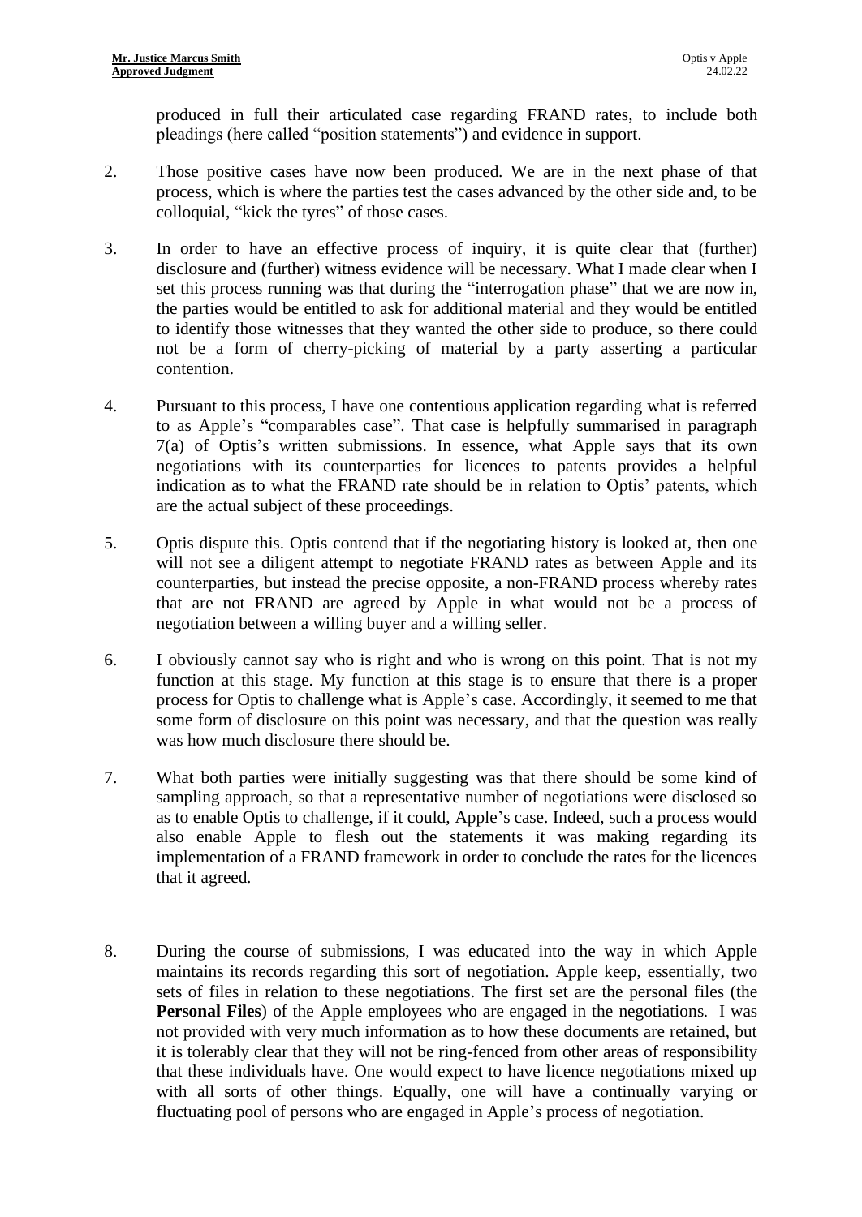produced in full their articulated case regarding FRAND rates, to include both pleadings (here called "position statements") and evidence in support.

2. Those positive cases have now been produced. We are in the next phase of that process, which is where the parties test the cases advanced by the other side and, to be colloquial, "kick the tyres" of those cases.

3. In order to have an effective process of inquiry, it is quite clear that (further) disclosure and (further) witness evidence will be necessary. What I made clear when I set this process running was that during the "interrogation phase" that we are now in, the parties would be entitled to ask for additional material and they would be entitled to identify those witnesses that they wanted the other side to produce, so there could not be a form of cherry-picking of material by a party asserting a particular contention.

4. Pursuant to this process, I have one contentious application regarding what is referred to as Apple's "comparables case". That case is helpfully summarised in paragraph 7(a) of Optis's written submissions. In essence, what Apple says that its own negotiations with its counterparties for licences to patents provides a helpful indication as to what the FRAND rate should be in relation to Optis' patents, which are the actual subject of these proceedings.

5. Optis dispute this. Optis contend that if the negotiating history is looked at, then one will not see a diligent attempt to negotiate FRAND rates as between Apple and its counterparties, but instead the precise opposite, a non-FRAND process whereby rates that are not FRAND are agreed by Apple in what would not be a process of negotiation between a willing buyer and a willing seller.

6. I obviously cannot say who is right and who is wrong on this point. That is not my function at this stage. My function at this stage is to ensure that there is a proper process for Optis to challenge what is Apple's case. Accordingly, it seemed to me that some form of disclosure on this point was necessary, and that the question was really was how much disclosure there should be.

7. What both parties were initially suggesting was that there should be some kind of sampling approach, so that a representative number of negotiations were disclosed so as to enable Optis to challenge, if it could, Apple's case. Indeed, such a process would also enable Apple to flesh out the statements it was making regarding its implementation of a FRAND framework in order to conclude the rates for the licences that it agreed.

8. During the course of submissions, I was educated into the way in which Apple maintains its records regarding this sort of negotiation. Apple keep, essentially, two sets of files in relation to these negotiations. The first set are the personal files (the **Personal Files**) of the Apple employees who are engaged in the negotiations. I was not provided with very much information as to how these documents are retained, but it is tolerably clear that they will not be ring-fenced from other areas of responsibility that these individuals have. One would expect to have licence negotiations mixed up with all sorts of other things. Equally, one will have a continually varying or fluctuating pool of persons who are engaged in Apple's process of negotiation.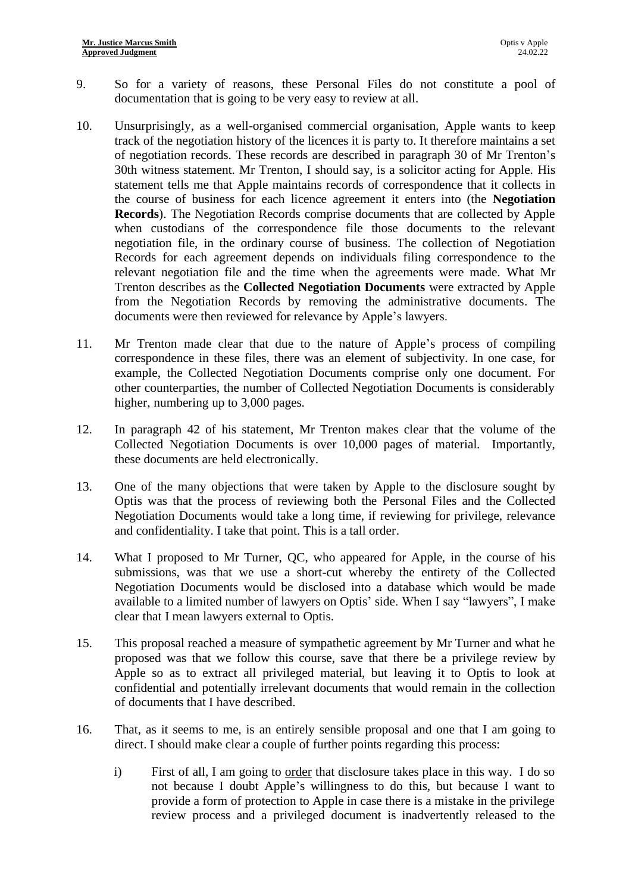9. So for a variety of reasons, these Personal Files do not constitute a pool of documentation that is going to be very easy to review at all.

10. Unsurprisingly, as a well-organised commercial organisation, Apple wants to keep track of the negotiation history of the licences it is party to. It therefore maintains a set of negotiation records. These records are described in paragraph 30 of Mr Trenton's 30th witness statement. Mr Trenton, I should say, is a solicitor acting for Apple. His statement tells me that Apple maintains records of correspondence that it collects in the course of business for each licence agreement it enters into (the **Negotiation Records**). The Negotiation Records comprise documents that are collected by Apple when custodians of the correspondence file those documents to the relevant negotiation file, in the ordinary course of business. The collection of Negotiation Records for each agreement depends on individuals filing correspondence to the relevant negotiation file and the time when the agreements were made. What Mr Trenton describes as the **Collected Negotiation Documents** were extracted by Apple from the Negotiation Records by removing the administrative documents. The documents were then reviewed for relevance by Apple's lawyers.

11. Mr Trenton made clear that due to the nature of Apple's process of compiling correspondence in these files, there was an element of subjectivity. In one case, for example, the Collected Negotiation Documents comprise only one document. For other counterparties, the number of Collected Negotiation Documents is considerably higher, numbering up to 3,000 pages.

12. In paragraph 42 of his statement, Mr Trenton makes clear that the volume of the Collected Negotiation Documents is over 10,000 pages of material. Importantly, these documents are held electronically.

13. One of the many objections that were taken by Apple to the disclosure sought by Optis was that the process of reviewing both the Personal Files and the Collected Negotiation Documents would take a long time, if reviewing for privilege, relevance and confidentiality. I take that point. This is a tall order.

14. What I proposed to Mr Turner, QC, who appeared for Apple, in the course of his submissions, was that we use a short-cut whereby the entirety of the Collected Negotiation Documents would be disclosed into a database which would be made available to a limited number of lawyers on Optis' side. When I say "lawyers", I make clear that I mean lawyers external to Optis.

15. This proposal reached a measure of sympathetic agreement by Mr Turner and what he proposed was that we follow this course, save that there be a privilege review by Apple so as to extract all privileged material, but leaving it to Optis to look at confidential and potentially irrelevant documents that would remain in the collection of documents that I have described.

16. That, as it seems to me, is an entirely sensible proposal and one that I am going to direct. I should make clear a couple of further points regarding this process:

    i) First of all, I am going to order that disclosure takes place in this way. I do so not because I doubt Apple's willingness to do this, but because I want to provide a form of protection to Apple in case there is a mistake in the privilege review process and a privileged document is inadvertently released to the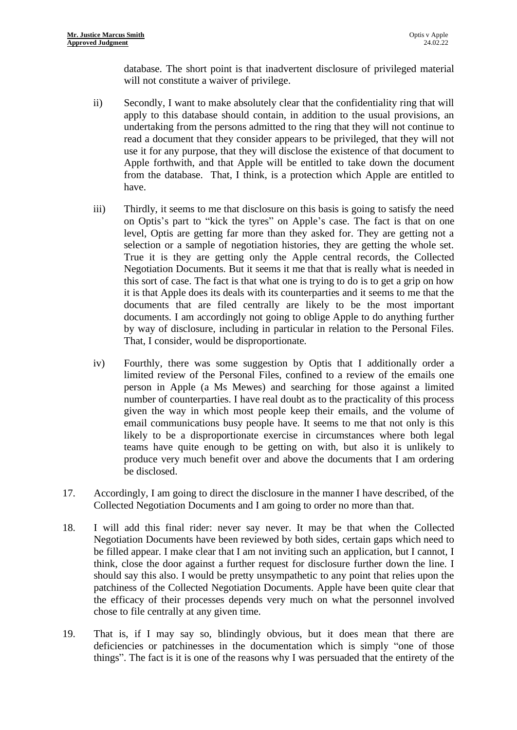database. The short point is that inadvertent disclosure of privileged material will not constitute a waiver of privilege.

ii) Secondly, I want to make absolutely clear that the confidentiality ring that will apply to this database should contain, in addition to the usual provisions, an undertaking from the persons admitted to the ring that they will not continue to read a document that they consider appears to be privileged, that they will not use it for any purpose, that they will disclose the existence of that document to Apple forthwith, and that Apple will be entitled to take down the document from the database. That, I think, is a protection which Apple are entitled to have.

iii) Thirdly, it seems to me that disclosure on this basis is going to satisfy the need on Optis's part to "kick the tyres" on Apple's case. The fact is that on one level, Optis are getting far more than they asked for. They are getting not a selection or a sample of negotiation histories, they are getting the whole set. True it is they are getting only the Apple central records, the Collected Negotiation Documents. But it seems it me that that is really what is needed in this sort of case. The fact is that what one is trying to do is to get a grip on how it is that Apple does its deals with its counterparties and it seems to me that the documents that are filed centrally are likely to be the most important documents. I am accordingly not going to oblige Apple to do anything further by way of disclosure, including in particular in relation to the Personal Files. That, I consider, would be disproportionate.

iv) Fourthly, there was some suggestion by Optis that I additionally order a limited review of the Personal Files, confined to a review of the emails one person in Apple (a Ms Mewes) and searching for those against a limited number of counterparties. I have real doubt as to the practicality of this process given the way in which most people keep their emails, and the volume of email communications busy people have. It seems to me that not only is this likely to be a disproportionate exercise in circumstances where both legal teams have quite enough to be getting on with, but also it is unlikely to produce very much benefit over and above the documents that I am ordering be disclosed.

17. Accordingly, I am going to direct the disclosure in the manner I have described, of the Collected Negotiation Documents and I am going to order no more than that.

18. I will add this final rider: never say never. It may be that when the Collected Negotiation Documents have been reviewed by both sides, certain gaps which need to be filled appear. I make clear that I am not inviting such an application, but I cannot, I think, close the door against a further request for disclosure further down the line. I should say this also. I would be pretty unsympathetic to any point that relies upon the patchiness of the Collected Negotiation Documents. Apple have been quite clear that the efficacy of their processes depends very much on what the personnel involved chose to file centrally at any given time.

19. That is, if I may say so, blindingly obvious, but it does mean that there are deficiencies or patchinesses in the documentation which is simply "one of those things". The fact is it is one of the reasons why I was persuaded that the entirety of the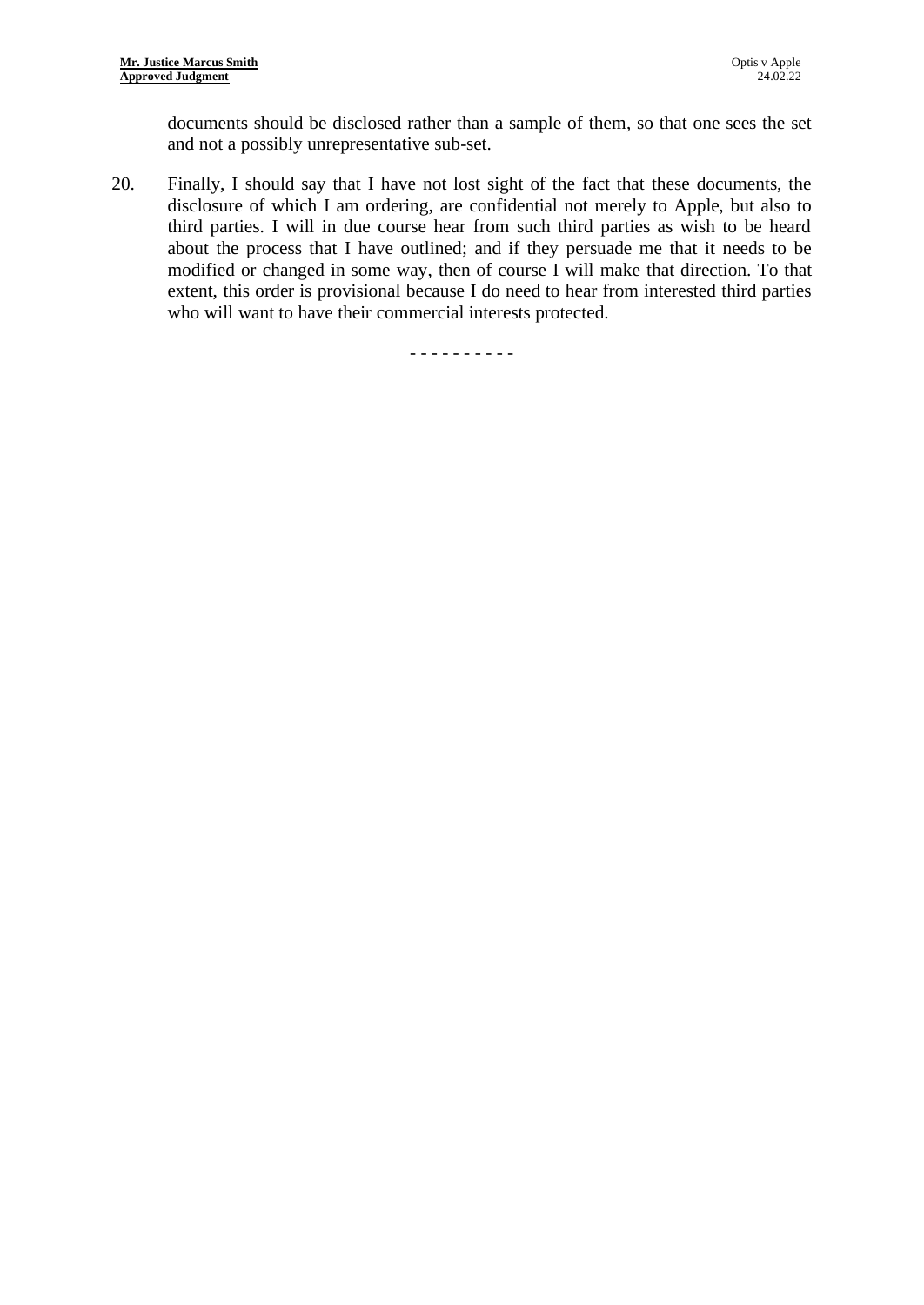documents should be disclosed rather than a sample of them, so that one sees the set and not a possibly unrepresentative sub-set.

20. Finally, I should say that I have not lost sight of the fact that these documents, the disclosure of which I am ordering, are confidential not merely to Apple, but also to third parties. I will in due course hear from such third parties as wish to be heard about the process that I have outlined; and if they persuade me that it needs to be modified or changed in some way, then of course I will make that direction. To that extent, this order is provisional because I do need to hear from interested third parties who will want to have their commercial interests protected.

- - - - - - - - - -